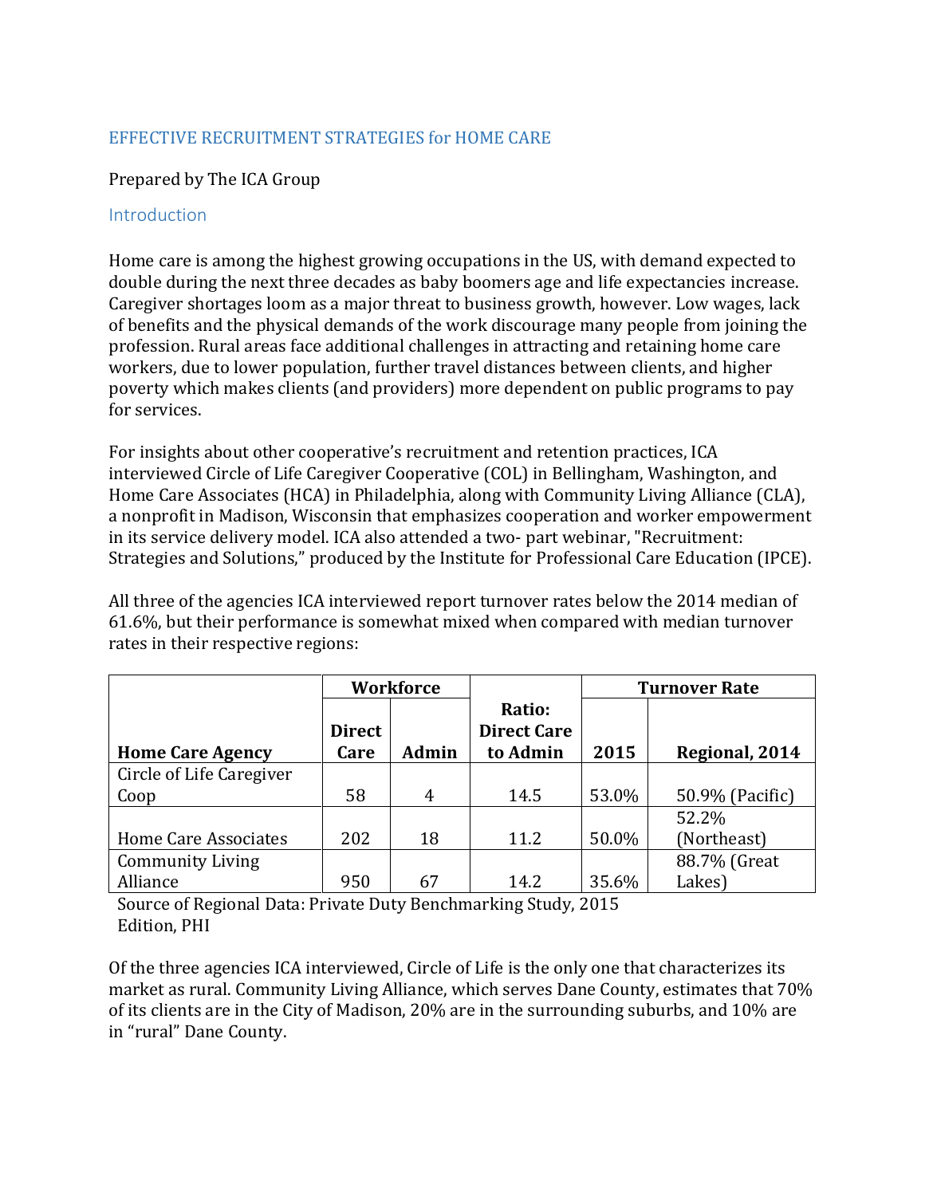# EFFECTIVE RECRUITMENT STRATEGIES for HOME CARE

Prepared by The ICA Group

## Introduction

Home care is among the highest growing occupations in the US, with demand expected to double during the next three decades as baby boomers age and life expectancies increase. Caregiver shortages loom as a major threat to business growth, however. Low wages, lack of benefits and the physical demands of the work discourage many people from joining the profession. Rural areas face additional challenges in attracting and retaining home care workers, due to lower population, further travel distances between clients, and higher poverty which makes clients (and providers) more dependent on public programs to pay for services.

For insights about other cooperative's recruitment and retention practices, ICA interviewed Circle of Life Caregiver Cooperative (COL) in Bellingham, Washington, and Home Care Associates (HCA) in Philadelphia, along with Community Living Alliance (CLA), a nonprofit in Madison, Wisconsin that emphasizes cooperation and worker empowerment in its service delivery model. ICA also attended a two- part webinar, "Recruitment: Strategies and Solutions," produced by the Institute for Professional Care Education (IPCE).

All three of the agencies ICA interviewed report turnover rates below the 2014 median of 61.6%, but their performance is somewhat mixed when compared with median turnover rates in their respective regions:

| | **Workforce** | | | **Turnover Rate** | |
|---|---|---|---|---|---|
| **Home Care Agency** | **Direct Care** | **Admin** | **Ratio: Direct Care to Admin** | **2015** | **Regional, 2014** |
| Circle of Life Caregiver Coop | 58 | 4 | 14.5 | 53.0% | 50.9% (Pacific) |
| Home Care Associates | 202 | 18 | 11.2 | 50.0% | 52.2% (Northeast) |
| Community Living Alliance | 950 | 67 | 14.2 | 35.6% | 88.7% (Great Lakes) |

Source of Regional Data: Private Duty Benchmarking Study, 2015 Edition, PHI

Of the three agencies ICA interviewed, Circle of Life is the only one that characterizes its market as rural. Community Living Alliance, which serves Dane County, estimates that 70% of its clients are in the City of Madison, 20% are in the surrounding suburbs, and 10% are in "rural" Dane County.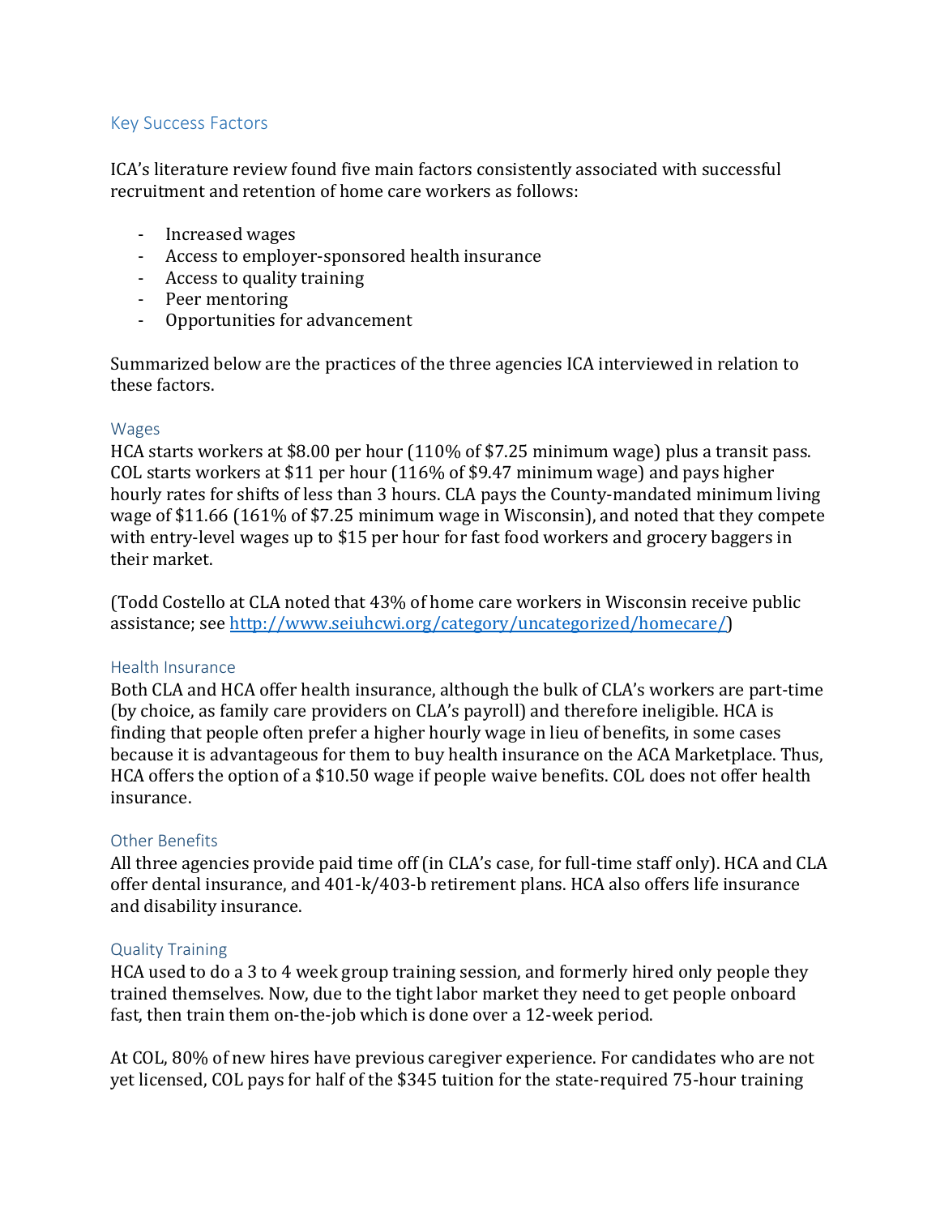## Key Success Factors

ICA's literature review found five main factors consistently associated with successful recruitment and retention of home care workers as follows:

- Increased wages
- Access to employer-sponsored health insurance
- Access to quality training
- Peer mentoring
- Opportunities for advancement

Summarized below are the practices of the three agencies ICA interviewed in relation to these factors.

### Wages

HCA starts workers at $8.00 per hour (110% of $7.25 minimum wage) plus a transit pass. COL starts workers at $11 per hour (116% of $9.47 minimum wage) and pays higher hourly rates for shifts of less than 3 hours. CLA pays the County-mandated minimum living wage of $11.66 (161% of $7.25 minimum wage in Wisconsin), and noted that they compete with entry-level wages up to $15 per hour for fast food workers and grocery baggers in their market.

(Todd Costello at CLA noted that 43% of home care workers in Wisconsin receive public assistance; see [http://www.seiuhcwi.org/category/uncategorized/homecare/](http://www.seiuhcwi.org/category/uncategorized/homecare/))

### Health Insurance

Both CLA and HCA offer health insurance, although the bulk of CLA's workers are part-time (by choice, as family care providers on CLA's payroll) and therefore ineligible. HCA is finding that people often prefer a higher hourly wage in lieu of benefits, in some cases because it is advantageous for them to buy health insurance on the ACA Marketplace. Thus, HCA offers the option of a $10.50 wage if people waive benefits. COL does not offer health insurance.

### Other Benefits

All three agencies provide paid time off (in CLA's case, for full-time staff only). HCA and CLA offer dental insurance, and 401-k/403-b retirement plans. HCA also offers life insurance and disability insurance.

### Quality Training

HCA used to do a 3 to 4 week group training session, and formerly hired only people they trained themselves. Now, due to the tight labor market they need to get people onboard fast, then train them on-the-job which is done over a 12-week period.

At COL, 80% of new hires have previous caregiver experience. For candidates who are not yet licensed, COL pays for half of the $345 tuition for the state-required 75-hour training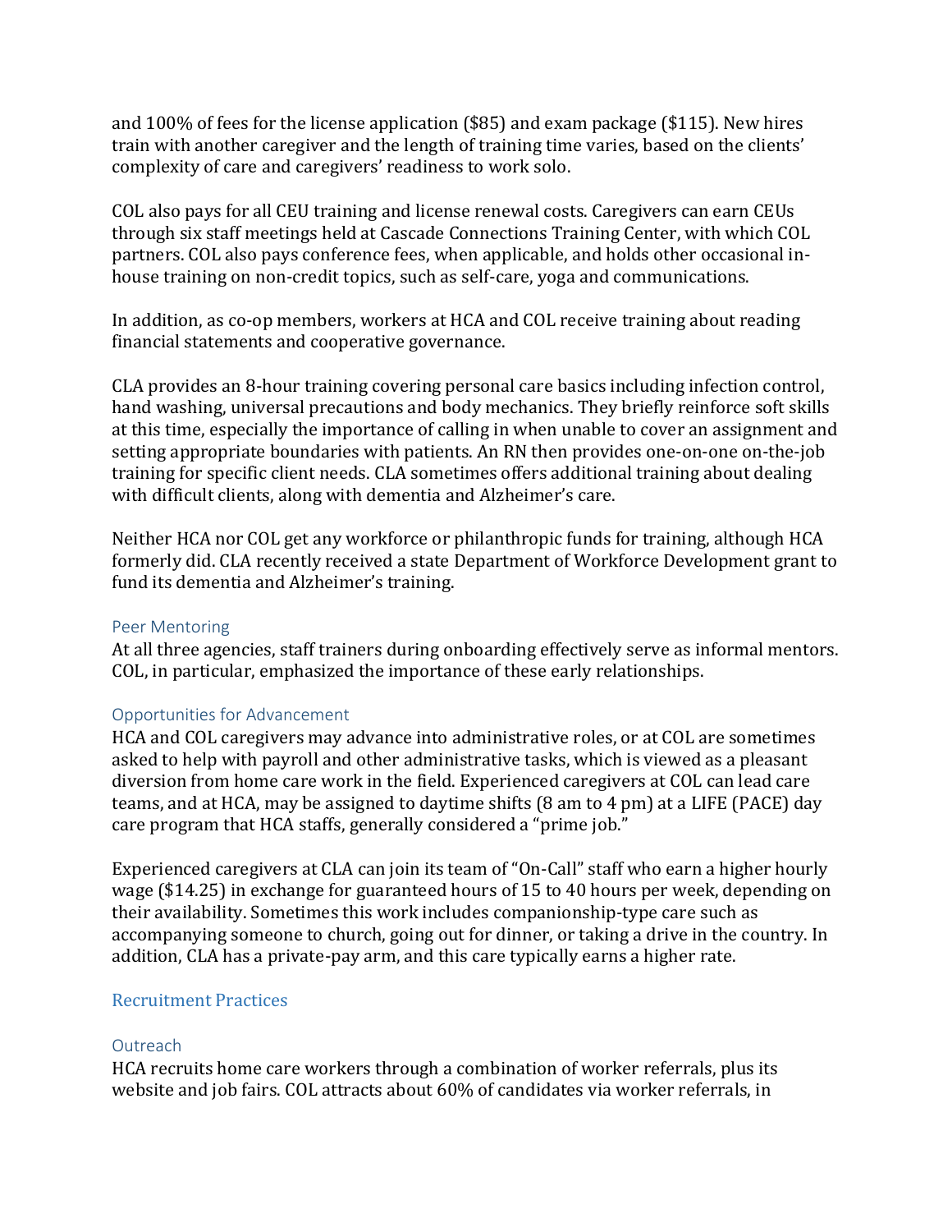and 100% of fees for the license application ($85) and exam package ($115). New hires train with another caregiver and the length of training time varies, based on the clients' complexity of care and caregivers' readiness to work solo.

COL also pays for all CEU training and license renewal costs. Caregivers can earn CEUs through six staff meetings held at Cascade Connections Training Center, with which COL partners. COL also pays conference fees, when applicable, and holds other occasional in-house training on non-credit topics, such as self-care, yoga and communications.

In addition, as co-op members, workers at HCA and COL receive training about reading financial statements and cooperative governance.

CLA provides an 8-hour training covering personal care basics including infection control, hand washing, universal precautions and body mechanics. They briefly reinforce soft skills at this time, especially the importance of calling in when unable to cover an assignment and setting appropriate boundaries with patients. An RN then provides one-on-one on-the-job training for specific client needs. CLA sometimes offers additional training about dealing with difficult clients, along with dementia and Alzheimer's care.

Neither HCA nor COL get any workforce or philanthropic funds for training, although HCA formerly did. CLA recently received a state Department of Workforce Development grant to fund its dementia and Alzheimer's training.

### Peer Mentoring

At all three agencies, staff trainers during onboarding effectively serve as informal mentors. COL, in particular, emphasized the importance of these early relationships.

### Opportunities for Advancement

HCA and COL caregivers may advance into administrative roles, or at COL are sometimes asked to help with payroll and other administrative tasks, which is viewed as a pleasant diversion from home care work in the field. Experienced caregivers at COL can lead care teams, and at HCA, may be assigned to daytime shifts (8 am to 4 pm) at a LIFE (PACE) day care program that HCA staffs, generally considered a "prime job."

Experienced caregivers at CLA can join its team of "On-Call" staff who earn a higher hourly wage ($14.25) in exchange for guaranteed hours of 15 to 40 hours per week, depending on their availability. Sometimes this work includes companionship-type care such as accompanying someone to church, going out for dinner, or taking a drive in the country. In addition, CLA has a private-pay arm, and this care typically earns a higher rate.

## Recruitment Practices

### Outreach

HCA recruits home care workers through a combination of worker referrals, plus its website and job fairs. COL attracts about 60% of candidates via worker referrals, in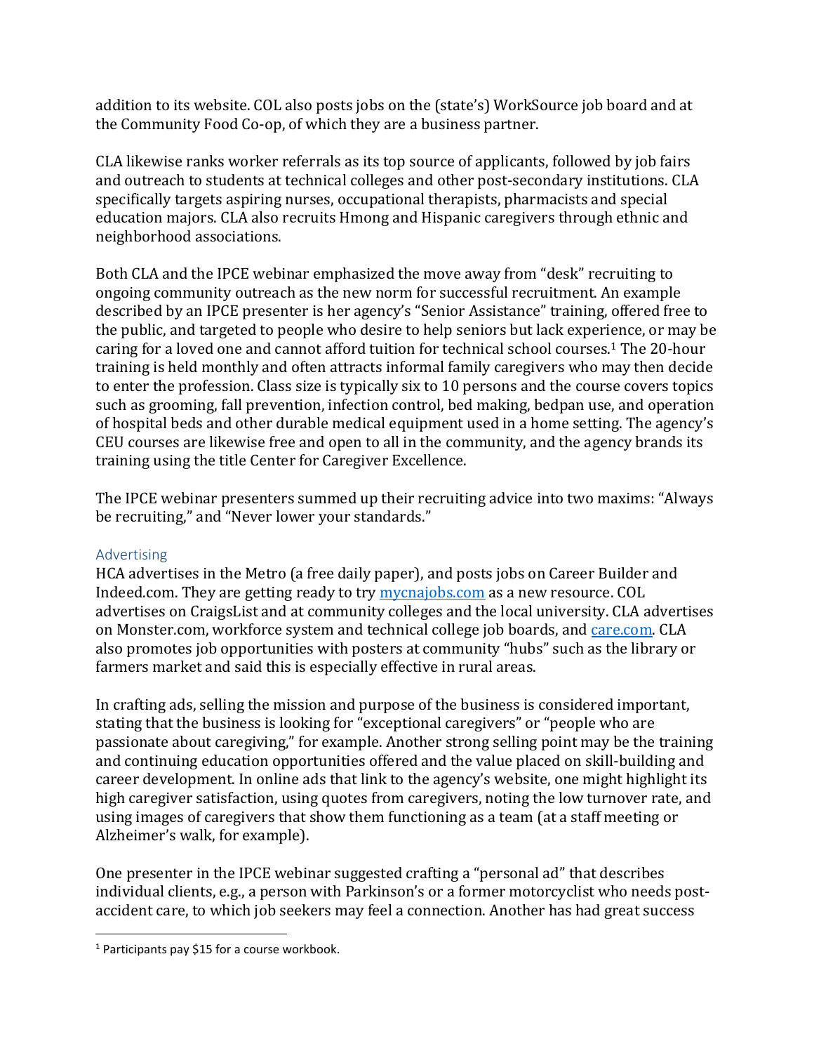addition to its website. COL also posts jobs on the (state's) WorkSource job board and at the Community Food Co-op, of which they are a business partner.

CLA likewise ranks worker referrals as its top source of applicants, followed by job fairs and outreach to students at technical colleges and other post-secondary institutions. CLA specifically targets aspiring nurses, occupational therapists, pharmacists and special education majors. CLA also recruits Hmong and Hispanic caregivers through ethnic and neighborhood associations.

Both CLA and the IPCE webinar emphasized the move away from "desk" recruiting to ongoing community outreach as the new norm for successful recruitment. An example described by an IPCE presenter is her agency's "Senior Assistance" training, offered free to the public, and targeted to people who desire to help seniors but lack experience, or may be caring for a loved one and cannot afford tuition for technical school courses.[1] The 20-hour training is held monthly and often attracts informal family caregivers who may then decide to enter the profession. Class size is typically six to 10 persons and the course covers topics such as grooming, fall prevention, infection control, bed making, bedpan use, and operation of hospital beds and other durable medical equipment used in a home setting. The agency's CEU courses are likewise free and open to all in the community, and the agency brands its training using the title Center for Caregiver Excellence.

The IPCE webinar presenters summed up their recruiting advice into two maxims: "Always be recruiting," and "Never lower your standards."

### Advertising

HCA advertises in the Metro (a free daily paper), and posts jobs on Career Builder and Indeed.com. They are getting ready to try [mycnajobs.com](mycnajobs.com) as a new resource. COL advertises on CraigsList and at community colleges and the local university. CLA advertises on Monster.com, workforce system and technical college job boards, and [care.com](care.com). CLA also promotes job opportunities with posters at community "hubs" such as the library or farmers market and said this is especially effective in rural areas.

In crafting ads, selling the mission and purpose of the business is considered important, stating that the business is looking for "exceptional caregivers" or "people who are passionate about caregiving," for example. Another strong selling point may be the training and continuing education opportunities offered and the value placed on skill-building and career development. In online ads that link to the agency's website, one might highlight its high caregiver satisfaction, using quotes from caregivers, noting the low turnover rate, and using images of caregivers that show them functioning as a team (at a staff meeting or Alzheimer's walk, for example).

One presenter in the IPCE webinar suggested crafting a "personal ad" that describes individual clients, e.g., a person with Parkinson's or a former motorcyclist who needs post-accident care, to which job seekers may feel a connection. Another has had great success

---

[1] Participants pay $15 for a course workbook.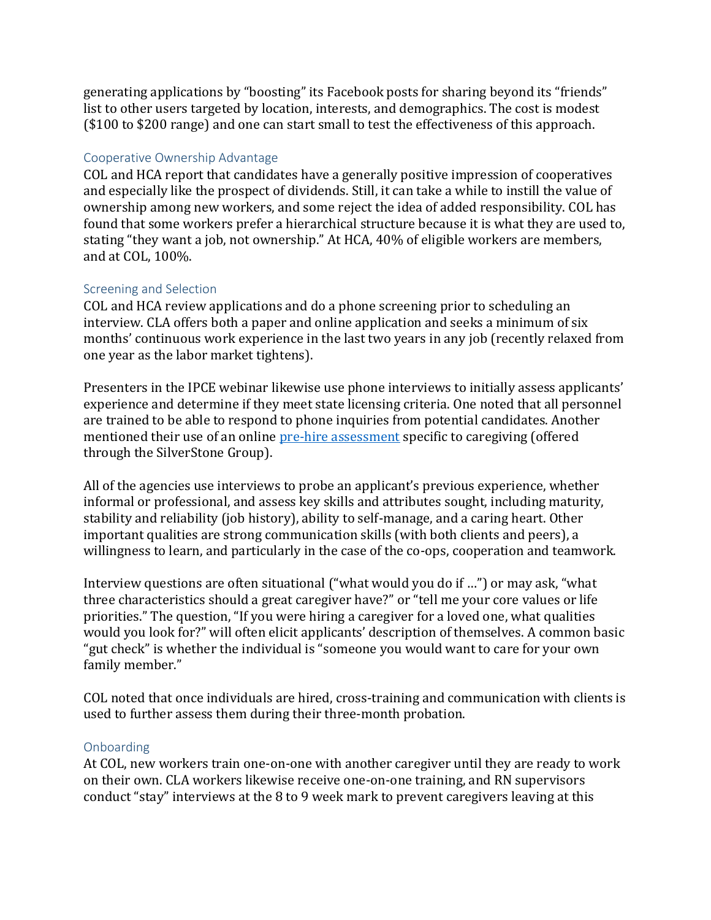generating applications by "boosting" its Facebook posts for sharing beyond its "friends" list to other users targeted by location, interests, and demographics. The cost is modest ($100 to $200 range) and one can start small to test the effectiveness of this approach.

### Cooperative Ownership Advantage

COL and HCA report that candidates have a generally positive impression of cooperatives and especially like the prospect of dividends. Still, it can take a while to instill the value of ownership among new workers, and some reject the idea of added responsibility. COL has found that some workers prefer a hierarchical structure because it is what they are used to, stating "they want a job, not ownership." At HCA, 40% of eligible workers are members, and at COL, 100%.

### Screening and Selection

COL and HCA review applications and do a phone screening prior to scheduling an interview. CLA offers both a paper and online application and seeks a minimum of six months' continuous work experience in the last two years in any job (recently relaxed from one year as the labor market tightens).

Presenters in the IPCE webinar likewise use phone interviews to initially assess applicants' experience and determine if they meet state licensing criteria. One noted that all personnel are trained to be able to respond to phone inquiries from potential candidates. Another mentioned their use of an online pre-hire assessment specific to caregiving (offered through the SilverStone Group).

All of the agencies use interviews to probe an applicant's previous experience, whether informal or professional, and assess key skills and attributes sought, including maturity, stability and reliability (job history), ability to self-manage, and a caring heart. Other important qualities are strong communication skills (with both clients and peers), a willingness to learn, and particularly in the case of the co-ops, cooperation and teamwork.

Interview questions are often situational ("what would you do if …") or may ask, "what three characteristics should a great caregiver have?" or "tell me your core values or life priorities." The question, "If you were hiring a caregiver for a loved one, what qualities would you look for?" will often elicit applicants' description of themselves. A common basic "gut check" is whether the individual is "someone you would want to care for your own family member."

COL noted that once individuals are hired, cross-training and communication with clients is used to further assess them during their three-month probation.

### Onboarding

At COL, new workers train one-on-one with another caregiver until they are ready to work on their own. CLA workers likewise receive one-on-one training, and RN supervisors conduct "stay" interviews at the 8 to 9 week mark to prevent caregivers leaving at this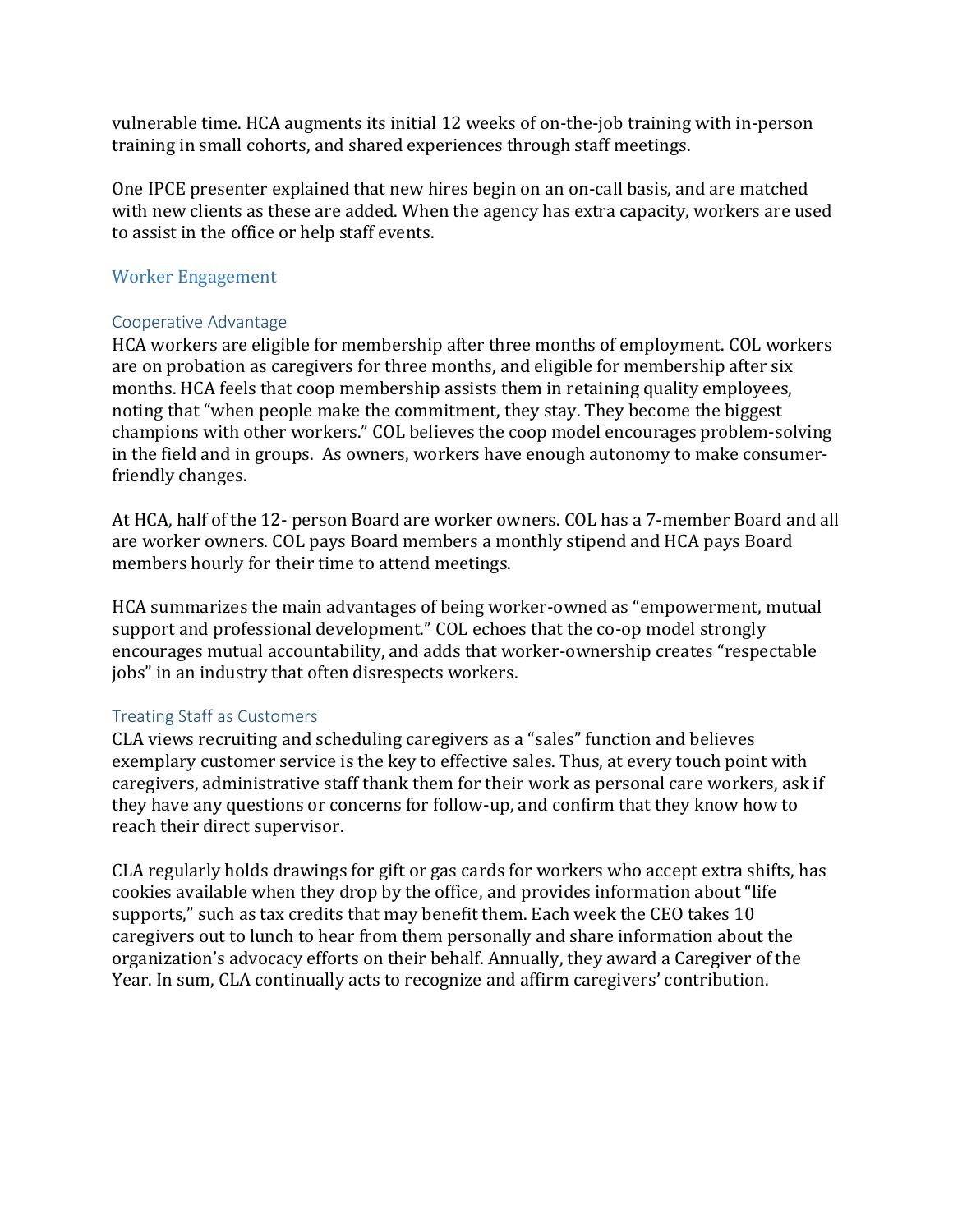vulnerable time. HCA augments its initial 12 weeks of on-the-job training with in-person training in small cohorts, and shared experiences through staff meetings.

One IPCE presenter explained that new hires begin on an on-call basis, and are matched with new clients as these are added. When the agency has extra capacity, workers are used to assist in the office or help staff events.

## Worker Engagement

### Cooperative Advantage

HCA workers are eligible for membership after three months of employment. COL workers are on probation as caregivers for three months, and eligible for membership after six months. HCA feels that coop membership assists them in retaining quality employees, noting that "when people make the commitment, they stay. They become the biggest champions with other workers." COL believes the coop model encourages problem-solving in the field and in groups. As owners, workers have enough autonomy to make consumer-friendly changes.

At HCA, half of the 12- person Board are worker owners. COL has a 7-member Board and all are worker owners. COL pays Board members a monthly stipend and HCA pays Board members hourly for their time to attend meetings.

HCA summarizes the main advantages of being worker-owned as "empowerment, mutual support and professional development." COL echoes that the co-op model strongly encourages mutual accountability, and adds that worker-ownership creates "respectable jobs" in an industry that often disrespects workers.

### Treating Staff as Customers

CLA views recruiting and scheduling caregivers as a "sales" function and believes exemplary customer service is the key to effective sales. Thus, at every touch point with caregivers, administrative staff thank them for their work as personal care workers, ask if they have any questions or concerns for follow-up, and confirm that they know how to reach their direct supervisor.

CLA regularly holds drawings for gift or gas cards for workers who accept extra shifts, has cookies available when they drop by the office, and provides information about "life supports," such as tax credits that may benefit them. Each week the CEO takes 10 caregivers out to lunch to hear from them personally and share information about the organization's advocacy efforts on their behalf. Annually, they award a Caregiver of the Year. In sum, CLA continually acts to recognize and affirm caregivers' contribution.